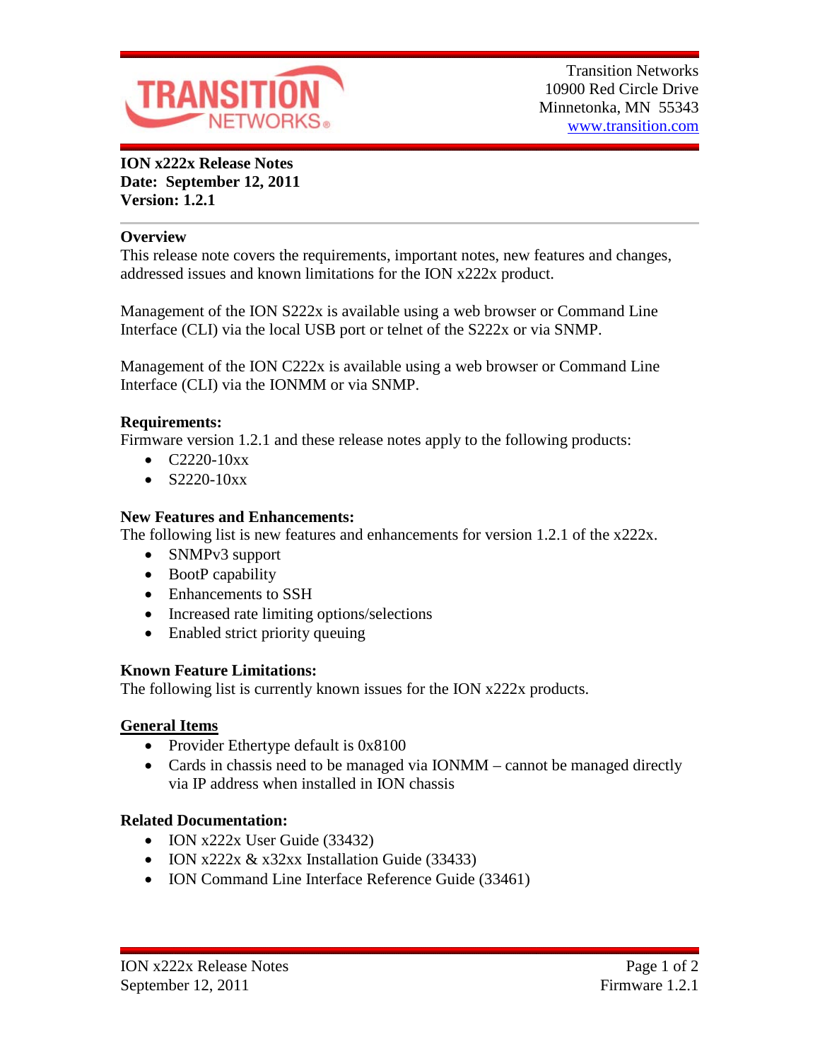Transition Networks
10900 Red Circle Drive
Minnetonka, MN 55343
www.transition.com

**ION x222x Release Notes**
**Date: September 12, 2011**
**Version: 1.2.1**

## Overview

This release note covers the requirements, important notes, new features and changes, addressed issues and known limitations for the ION x222x product.

Management of the ION S222x is available using a web browser or Command Line Interface (CLI) via the local USB port or telnet of the S222x or via SNMP.

Management of the ION C222x is available using a web browser or Command Line Interface (CLI) via the IONMM or via SNMP.

## Requirements:

Firmware version 1.2.1 and these release notes apply to the following products:

- C2220-10xx
- S2220-10xx

## New Features and Enhancements:

The following list is new features and enhancements for version 1.2.1 of the x222x.

- SNMPv3 support
- BootP capability
- Enhancements to SSH
- Increased rate limiting options/selections
- Enabled strict priority queuing

## Known Feature Limitations:

The following list is currently known issues for the ION x222x products.

### General Items

- Provider Ethertype default is 0x8100
- Cards in chassis need to be managed via IONMM – cannot be managed directly via IP address when installed in ION chassis

## Related Documentation:

- ION x222x User Guide (33432)
- ION x222x & x32xx Installation Guide (33433)
- ION Command Line Interface Reference Guide (33461)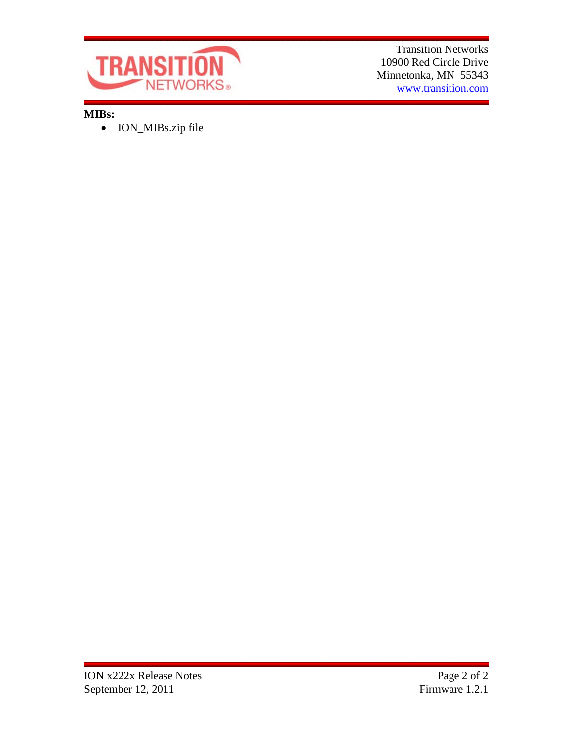**MIBs:**

- ION_MIBs.zip file